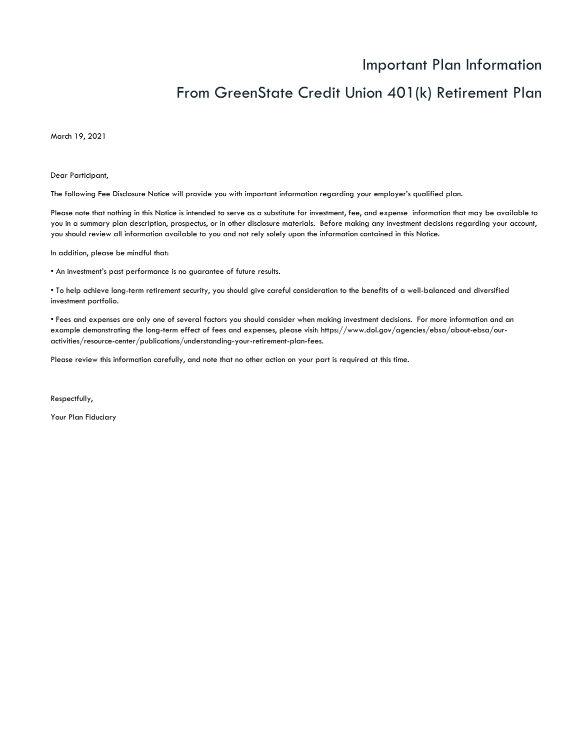# Important Plan Information

# From GreenState Credit Union 401(k) Retirement Plan

March 19, 2021

Dear Participant,

The following Fee Disclosure Notice will provide you with important information regarding your employer's qualified plan.

Please note that nothing in this Notice is intended to serve as a substitute for investment, fee, and expense information that may be available to you in a summary plan description, prospectus, or in other disclosure materials. Before making any investment decisions regarding your account, you should review all information available to you and not rely solely upon the information contained in this Notice.

In addition, please be mindful that:

• An investment's past performance is no guarantee of future results.

• To help achieve long-term retirement security, you should give careful consideration to the benefits of a well-balanced and diversified investment portfolio.

• Fees and expenses are only one of several factors you should consider when making investment decisions. For more information and an example demonstrating the long-term effect of fees and expenses, please visit: https://www.dol.gov/agencies/ebsa/about-ebsa/our-activities/resource-center/publications/understanding-your-retirement-plan-fees.

Please review this information carefully, and note that no other action on your part is required at this time.

Respectfully,

Your Plan Fiduciary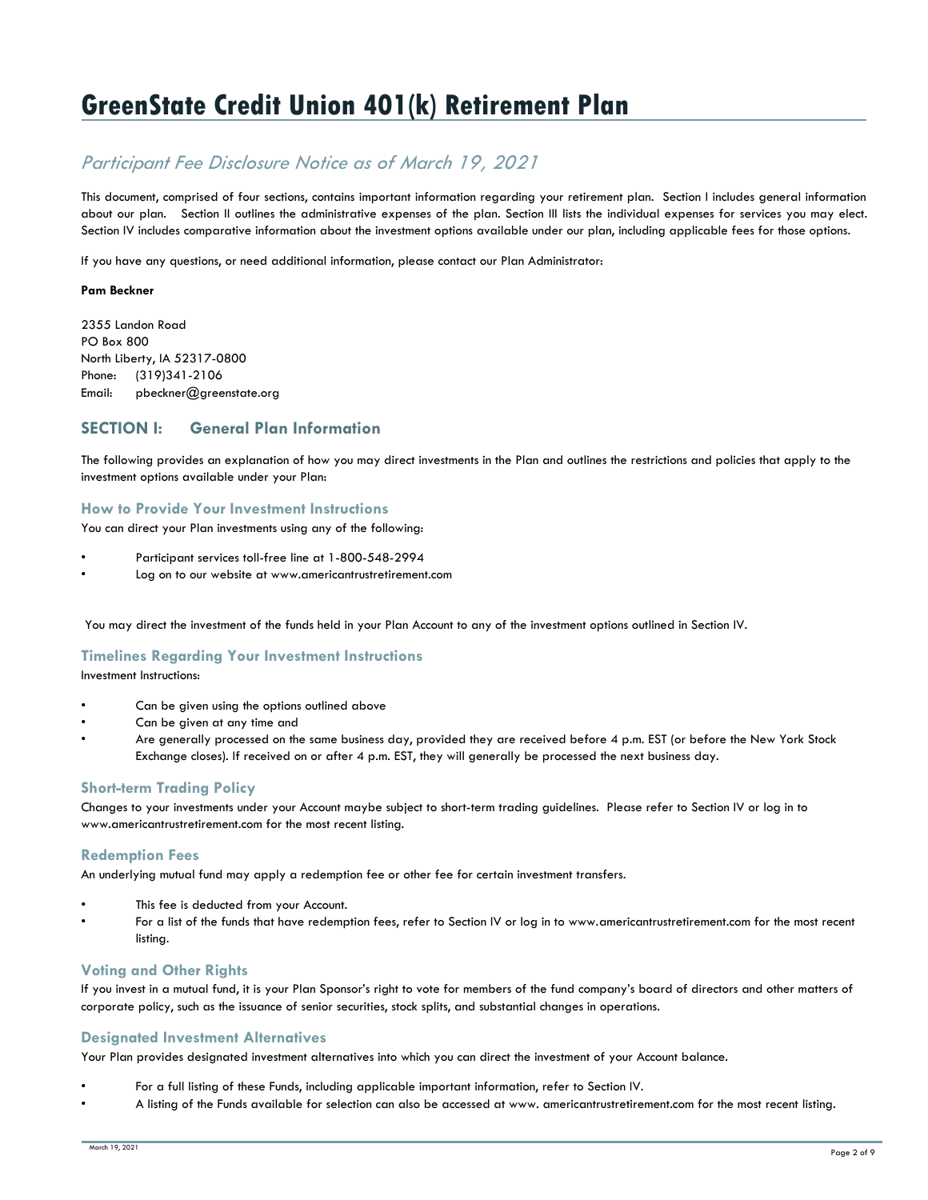# GreenState Credit Union 401(k) Retirement Plan

## *Participant Fee Disclosure Notice as of March 19, 2021*

This document, comprised of four sections, contains important information regarding your retirement plan. Section I includes general information about our plan. Section II outlines the administrative expenses of the plan. Section III lists the individual expenses for services you may elect. Section IV includes comparative information about the investment options available under our plan, including applicable fees for those options.

If you have any questions, or need additional information, please contact our Plan Administrator:

**Pam Beckner**

2355 Landon Road
PO Box 800
North Liberty, IA 52317-0800
Phone: (319)341-2106
Email: pbeckner@greenstate.org

## SECTION I: General Plan Information

The following provides an explanation of how you may direct investments in the Plan and outlines the restrictions and policies that apply to the investment options available under your Plan:

### How to Provide Your Investment Instructions

You can direct your Plan investments using any of the following:

- Participant services toll-free line at 1-800-548-2994
- Log on to our website at www.americantrustretirement.com

You may direct the investment of the funds held in your Plan Account to any of the investment options outlined in Section IV.

### Timelines Regarding Your Investment Instructions

Investment Instructions:

- Can be given using the options outlined above
- Can be given at any time and
- Are generally processed on the same business day, provided they are received before 4 p.m. EST (or before the New York Stock Exchange closes). If received on or after 4 p.m. EST, they will generally be processed the next business day.

### Short-term Trading Policy

Changes to your investments under your Account maybe subject to short-term trading guidelines. Please refer to Section IV or log in to www.americantrustretirement.com for the most recent listing.

### Redemption Fees

An underlying mutual fund may apply a redemption fee or other fee for certain investment transfers.

- This fee is deducted from your Account.
- For a list of the funds that have redemption fees, refer to Section IV or log in to www.americantrustretirement.com for the most recent listing.

### Voting and Other Rights

If you invest in a mutual fund, it is your Plan Sponsor's right to vote for members of the fund company's board of directors and other matters of corporate policy, such as the issuance of senior securities, stock splits, and substantial changes in operations.

### Designated Investment Alternatives

Your Plan provides designated investment alternatives into which you can direct the investment of your Account balance.

- For a full listing of these Funds, including applicable important information, refer to Section IV.
- A listing of the Funds available for selection can also be accessed at www. americantrustretirement.com for the most recent listing.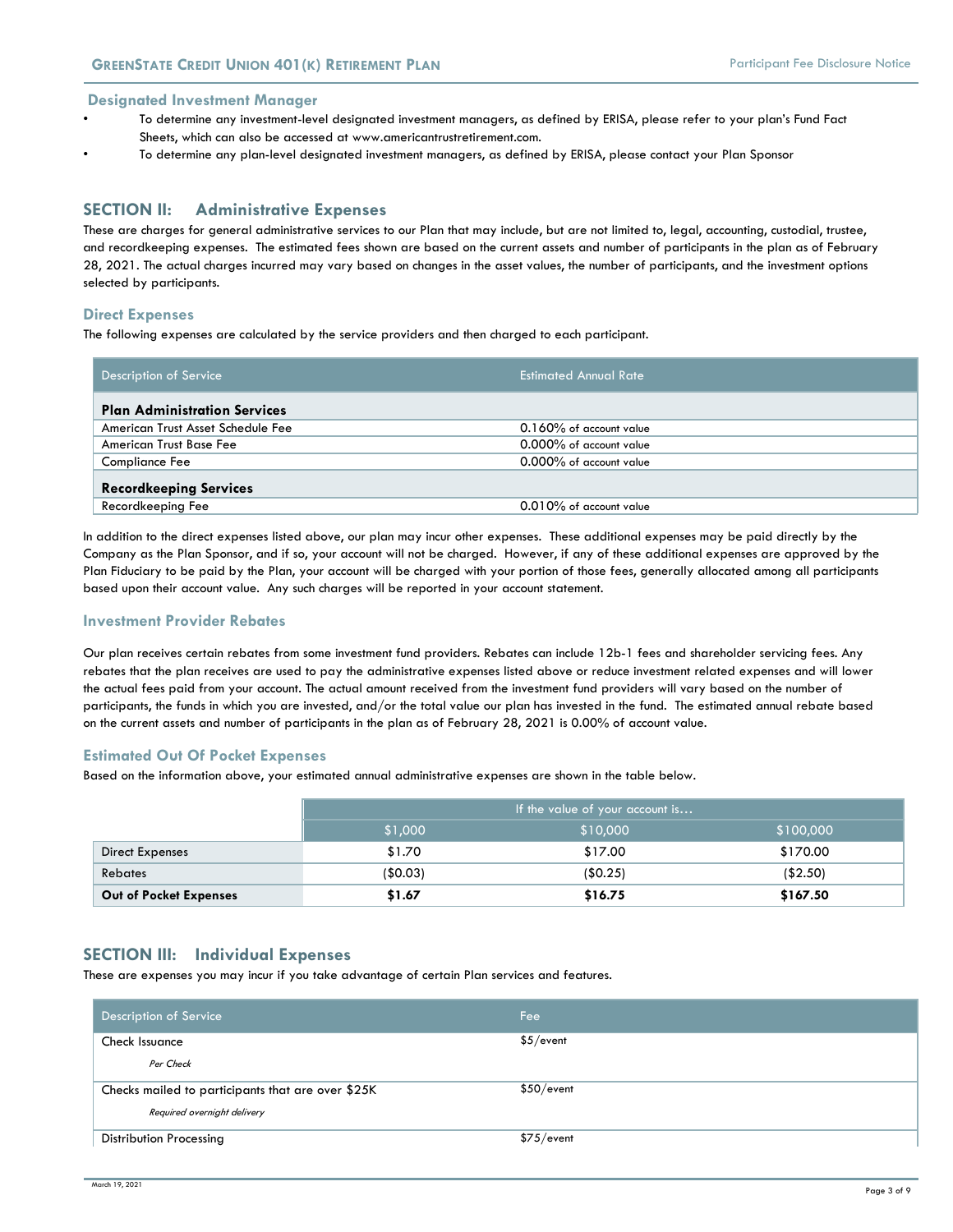### Designated Investment Manager

- To determine any investment-level designated investment managers, as defined by ERISA, please refer to your plan's Fund Fact Sheets, which can also be accessed at www.americantrustretirement.com.
- To determine any plan-level designated investment managers, as defined by ERISA, please contact your Plan Sponsor

## SECTION II: Administrative Expenses

These are charges for general administrative services to our Plan that may include, but are not limited to, legal, accounting, custodial, trustee, and recordkeeping expenses. The estimated fees shown are based on the current assets and number of participants in the plan as of February 28, 2021. The actual charges incurred may vary based on changes in the asset values, the number of participants, and the investment options selected by participants.

### Direct Expenses

The following expenses are calculated by the service providers and then charged to each participant.

| Description of Service | Estimated Annual Rate |
|---|---|
| **Plan Administration Services** | |
| American Trust Asset Schedule Fee | 0.160% of account value |
| American Trust Base Fee | 0.000% of account value |
| Compliance Fee | 0.000% of account value |
| **Recordkeeping Services** | |
| Recordkeeping Fee | 0.010% of account value |

In addition to the direct expenses listed above, our plan may incur other expenses. These additional expenses may be paid directly by the Company as the Plan Sponsor, and if so, your account will not be charged. However, if any of these additional expenses are approved by the Plan Fiduciary to be paid by the Plan, your account will be charged with your portion of those fees, generally allocated among all participants based upon their account value. Any such charges will be reported in your account statement.

### Investment Provider Rebates

Our plan receives certain rebates from some investment fund providers. Rebates can include 12b-1 fees and shareholder servicing fees. Any rebates that the plan receives are used to pay the administrative expenses listed above or reduce investment related expenses and will lower the actual fees paid from your account. The actual amount received from the investment fund providers will vary based on the number of participants, the funds in which you are invested, and/or the total value our plan has invested in the fund. The estimated annual rebate based on the current assets and number of participants in the plan as of February 28, 2021 is 0.00% of account value.

### Estimated Out Of Pocket Expenses

Based on the information above, your estimated annual administrative expenses are shown in the table below.

| | If the value of your account is… | | |
|---|---|---|---|
| | $1,000 | $10,000 | $100,000 |
| Direct Expenses | $1.70 | $17.00 | $170.00 |
| Rebates | ($0.03) | ($0.25) | ($2.50) |
| **Out of Pocket Expenses** | **$1.67** | **$16.75** | **$167.50** |

## SECTION III: Individual Expenses

These are expenses you may incur if you take advantage of certain Plan services and features.

| Description of Service | Fee |
|---|---|
| Check Issuance<br>*Per Check* | $5/event |
| Checks mailed to participants that are over $25K<br>*Required overnight delivery* | $50/event |
| Distribution Processing | $75/event |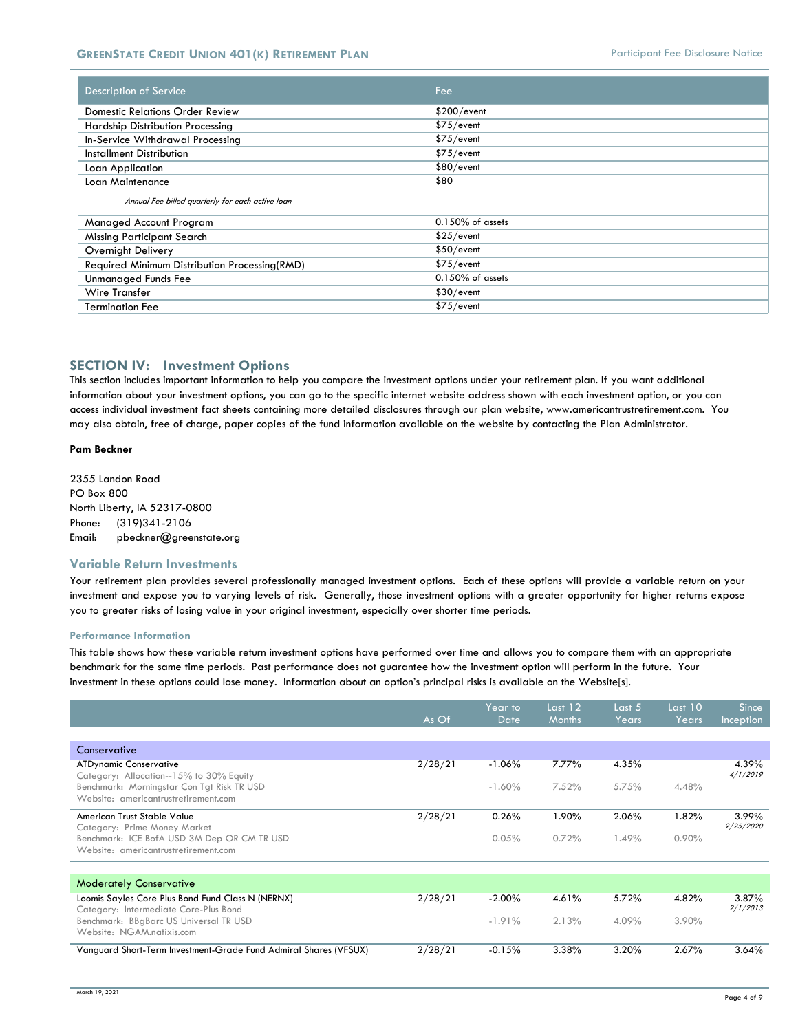| Description of Service | Fee |
|---|---|
| Domestic Relations Order Review | $200/event |
| Hardship Distribution Processing | $75/event |
| In-Service Withdrawal Processing | $75/event |
| Installment Distribution | $75/event |
| Loan Application | $80/event |
| Loan Maintenance<br>*Annual Fee billed quarterly for each active loan* | $80 |
| Managed Account Program | 0.150% of assets |
| Missing Participant Search | $25/event |
| Overnight Delivery | $50/event |
| Required Minimum Distribution Processing(RMD) | $75/event |
| Unmanaged Funds Fee | 0.150% of assets |
| Wire Transfer | $30/event |
| Termination Fee | $75/event |

## SECTION IV: Investment Options

This section includes important information to help you compare the investment options under your retirement plan. If you want additional information about your investment options, you can go to the specific internet website address shown with each investment option, or you can access individual investment fact sheets containing more detailed disclosures through our plan website, www.americantrustretirement.com. You may also obtain, free of charge, paper copies of the fund information available on the website by contacting the Plan Administrator.

**Pam Beckner**

2355 Landon Road
PO Box 800
North Liberty, IA 52317-0800
Phone: (319)341-2106
Email: pbeckner@greenstate.org

### Variable Return Investments

Your retirement plan provides several professionally managed investment options. Each of these options will provide a variable return on your investment and expose you to varying levels of risk. Generally, those investment options with a greater opportunity for higher returns expose you to greater risks of losing value in your original investment, especially over shorter time periods.

#### Performance Information

This table shows how these variable return investment options have performed over time and allows you to compare them with an appropriate benchmark for the same time periods. Past performance does not guarantee how the investment option will perform in the future. Your investment in these options could lose money. Information about an option's principal risks is available on the Website[s].

| | As Of | Year to Date | Last 12 Months | Last 5 Years | Last 10 Years | Since Inception |
|---|---|---|---|---|---|---|
| **Conservative** | | | | | | |
| ATDynamic Conservative<br>Category: Allocation--15% to 30% Equity | 2/28/21 | -1.06% | 7.77% | 4.35% | | 4.39%<br>*4/1/2019* |
| Benchmark: Morningstar Con Tgt Risk TR USD<br>Website: americantrustretirement.com | | -1.60% | 7.52% | 5.75% | 4.48% | |
| American Trust Stable Value<br>Category: Prime Money Market | 2/28/21 | 0.26% | 1.90% | 2.06% | 1.82% | 3.99%<br>*9/25/2020* |
| Benchmark: ICE BofA USD 3M Dep OR CM TR USD<br>Website: americantrustretirement.com | | 0.05% | 0.72% | 1.49% | 0.90% | |
| **Moderately Conservative** | | | | | | |
| Loomis Sayles Core Plus Bond Fund Class N (NERNX)<br>Category: Intermediate Core-Plus Bond | 2/28/21 | -2.00% | 4.61% | 5.72% | 4.82% | 3.87%<br>*2/1/2013* |
| Benchmark: BBgBarc US Universal TR USD<br>Website: NGAM.natixis.com | | -1.91% | 2.13% | 4.09% | 3.90% | |
| Vanguard Short-Term Investment-Grade Fund Admiral Shares (VFSUX) | 2/28/21 | -0.15% | 3.38% | 3.20% | 2.67% | 3.64% |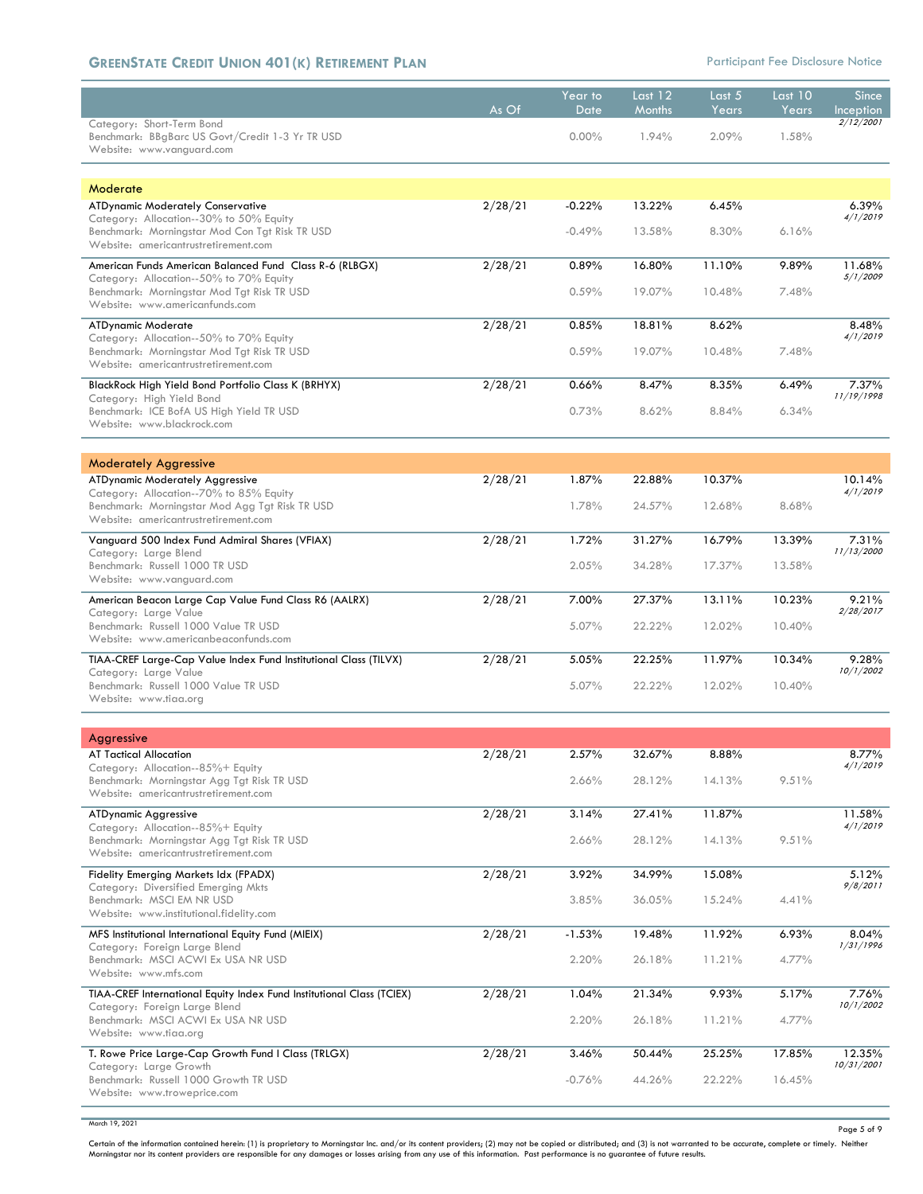| | As Of | Year to Date | Last 12 Months | Last 5 Years | Last 10 Years | Since Inception |
|---|---|---|---|---|---|---|
| Category: Short-Term Bond | | | | | | 2/12/2001 |
| Benchmark: BBgBarc US Govt/Credit 1-3 Yr TR USD | | 0.00% | 1.94% | 2.09% | 1.58% | |
| Website: www.vanguard.com | | | | | | |
| **Moderate** | | | | | | |
| ATDynamic Moderately Conservative | 2/28/21 | -0.22% | 13.22% | 6.45% | | 6.39% |
| Category: Allocation--30% to 50% Equity | | | | | | 4/1/2019 |
| Benchmark: Morningstar Mod Con Tgt Risk TR USD | | -0.49% | 13.58% | 8.30% | 6.16% | |
| Website: americantrustretirement.com | | | | | | |
| American Funds American Balanced Fund Class R-6 (RLBGX) | 2/28/21 | 0.89% | 16.80% | 11.10% | 9.89% | 11.68% |
| Category: Allocation--50% to 70% Equity | | | | | | 5/1/2009 |
| Benchmark: Morningstar Mod Tgt Risk TR USD | | 0.59% | 19.07% | 10.48% | 7.48% | |
| Website: www.americanfunds.com | | | | | | |
| ATDynamic Moderate | 2/28/21 | 0.85% | 18.81% | 8.62% | | 8.48% |
| Category: Allocation--50% to 70% Equity | | | | | | 4/1/2019 |
| Benchmark: Morningstar Mod Tgt Risk TR USD | | 0.59% | 19.07% | 10.48% | 7.48% | |
| Website: americantrustretirement.com | | | | | | |
| BlackRock High Yield Bond Portfolio Class K (BRHYX) | 2/28/21 | 0.66% | 8.47% | 8.35% | 6.49% | 7.37% |
| Category: High Yield Bond | | | | | | 11/19/1998 |
| Benchmark: ICE BofA US High Yield TR USD | | 0.73% | 8.62% | 8.84% | 6.34% | |
| Website: www.blackrock.com | | | | | | |
| **Moderately Aggressive** | | | | | | |
| ATDynamic Moderately Aggressive | 2/28/21 | 1.87% | 22.88% | 10.37% | | 10.14% |
| Category: Allocation--70% to 85% Equity | | | | | | 4/1/2019 |
| Benchmark: Morningstar Mod Agg Tgt Risk TR USD | | 1.78% | 24.57% | 12.68% | 8.68% | |
| Website: americantrustretirement.com | | | | | | |
| Vanguard 500 Index Fund Admiral Shares (VFIAX) | 2/28/21 | 1.72% | 31.27% | 16.79% | 13.39% | 7.31% |
| Category: Large Blend | | | | | | 11/13/2000 |
| Benchmark: Russell 1000 TR USD | | 2.05% | 34.28% | 17.37% | 13.58% | |
| Website: www.vanguard.com | | | | | | |
| American Beacon Large Cap Value Fund Class R6 (AALRX) | 2/28/21 | 7.00% | 27.37% | 13.11% | 10.23% | 9.21% |
| Category: Large Value | | | | | | 2/28/2017 |
| Benchmark: Russell 1000 Value TR USD | | 5.07% | 22.22% | 12.02% | 10.40% | |
| Website: www.americanbeaconfunds.com | | | | | | |
| TIAA-CREF Large-Cap Value Index Fund Institutional Class (TILVX) | 2/28/21 | 5.05% | 22.25% | 11.97% | 10.34% | 9.28% |
| Category: Large Value | | | | | | 10/1/2002 |
| Benchmark: Russell 1000 Value TR USD | | 5.07% | 22.22% | 12.02% | 10.40% | |
| Website: www.tiaa.org | | | | | | |
| **Aggressive** | | | | | | |
| AT Tactical Allocation | 2/28/21 | 2.57% | 32.67% | 8.88% | | 8.77% |
| Category: Allocation--85%+ Equity | | | | | | 4/1/2019 |
| Benchmark: Morningstar Agg Tgt Risk TR USD | | 2.66% | 28.12% | 14.13% | 9.51% | |
| Website: americantrustretirement.com | | | | | | |
| ATDynamic Aggressive | 2/28/21 | 3.14% | 27.41% | 11.87% | | 11.58% |
| Category: Allocation--85%+ Equity | | | | | | 4/1/2019 |
| Benchmark: Morningstar Agg Tgt Risk TR USD | | 2.66% | 28.12% | 14.13% | 9.51% | |
| Website: americantrustretirement.com | | | | | | |
| Fidelity Emerging Markets Idx (FPADX) | 2/28/21 | 3.92% | 34.99% | 15.08% | | 5.12% |
| Category: Diversified Emerging Mkts | | | | | | 9/8/2011 |
| Benchmark: MSCI EM NR USD | | 3.85% | 36.05% | 15.24% | 4.41% | |
| Website: www.institutional.fidelity.com | | | | | | |
| MFS Institutional International Equity Fund (MIEIX) | 2/28/21 | -1.53% | 19.48% | 11.92% | 6.93% | 8.04% |
| Category: Foreign Large Blend | | | | | | 1/31/1996 |
| Benchmark: MSCI ACWI Ex USA NR USD | | 2.20% | 26.18% | 11.21% | 4.77% | |
| Website: www.mfs.com | | | | | | |
| TIAA-CREF International Equity Index Fund Institutional Class (TCIEX) | 2/28/21 | 1.04% | 21.34% | 9.93% | 5.17% | 7.76% |
| Category: Foreign Large Blend | | | | | | 10/1/2002 |
| Benchmark: MSCI ACWI Ex USA NR USD | | 2.20% | 26.18% | 11.21% | 4.77% | |
| Website: www.tiaa.org | | | | | | |
| T. Rowe Price Large-Cap Growth Fund I Class (TRLGX) | 2/28/21 | 3.46% | 50.44% | 25.25% | 17.85% | 12.35% |
| Category: Large Growth | | | | | | 10/31/2001 |
| Benchmark: Russell 1000 Growth TR USD | | -0.76% | 44.26% | 22.22% | 16.45% | |
| Website: www.troweprice.com | | | | | | |

March 19, 2021

Certain of the information contained herein: (1) is proprietary to Morningstar Inc. and/or its content providers; (2) may not be copied or distributed; and (3) is not warranted to be accurate, complete or timely. Neither Morningstar nor its content providers are responsible for any damages or losses arising from any use of this information. Past performance is no guarantee of future results.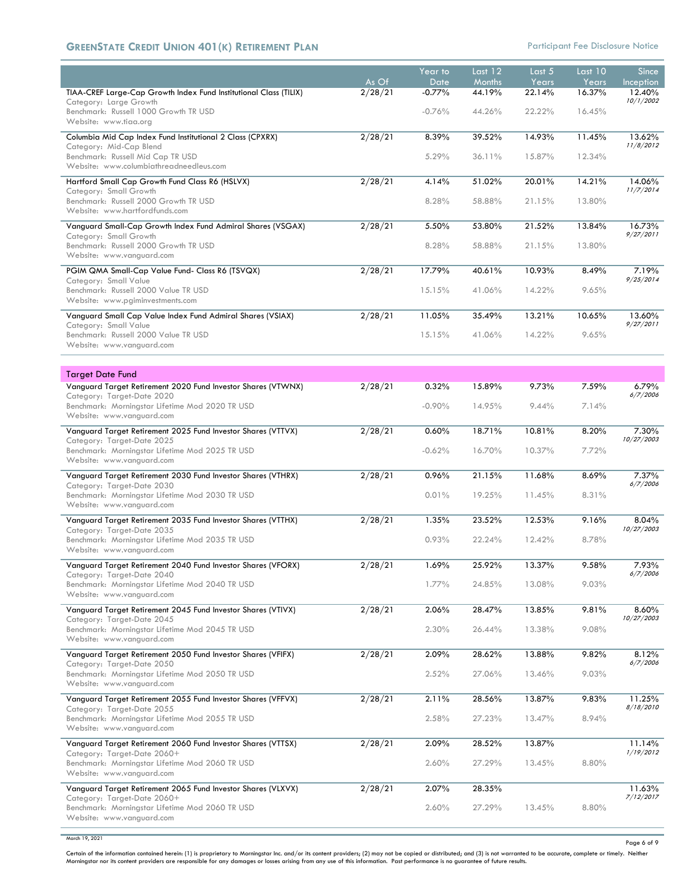| | As Of | Year to Date | Last 12 Months | Last 5 Years | Last 10 Years | Since Inception |
|---|---|---|---|---|---|---|
| TIAA-CREF Large-Cap Growth Index Fund Institutional Class (TILIX) | 2/28/21 | -0.77% | 44.19% | 22.14% | 16.37% | 12.40% *10/1/2002* |
| Category: Large Growth | | | | | | |
| Benchmark: Russell 1000 Growth TR USD | | -0.76% | 44.26% | 22.22% | 16.45% | |
| Website: www.tiaa.org | | | | | | |
| Columbia Mid Cap Index Fund Institutional 2 Class (CPXRX) | 2/28/21 | 8.39% | 39.52% | 14.93% | 11.45% | 13.62% *11/8/2012* |
| Category: Mid-Cap Blend | | | | | | |
| Benchmark: Russell Mid Cap TR USD | | 5.29% | 36.11% | 15.87% | 12.34% | |
| Website: www.columbiathreadneedleus.com | | | | | | |
| Hartford Small Cap Growth Fund Class R6 (HSLVX) | 2/28/21 | 4.14% | 51.02% | 20.01% | 14.21% | 14.06% *11/7/2014* |
| Category: Small Growth | | | | | | |
| Benchmark: Russell 2000 Growth TR USD | | 8.28% | 58.88% | 21.15% | 13.80% | |
| Website: www.hartfordfunds.com | | | | | | |
| Vanguard Small-Cap Growth Index Fund Admiral Shares (VSGAX) | 2/28/21 | 5.50% | 53.80% | 21.52% | 13.84% | 16.73% *9/27/2011* |
| Category: Small Growth | | | | | | |
| Benchmark: Russell 2000 Growth TR USD | | 8.28% | 58.88% | 21.15% | 13.80% | |
| Website: www.vanguard.com | | | | | | |
| PGIM QMA Small-Cap Value Fund- Class R6 (TSVQX) | 2/28/21 | 17.79% | 40.61% | 10.93% | 8.49% | 7.19% *9/25/2014* |
| Category: Small Value | | | | | | |
| Benchmark: Russell 2000 Value TR USD | | 15.15% | 41.06% | 14.22% | 9.65% | |
| Website: www.pgiminvestments.com | | | | | | |
| Vanguard Small Cap Value Index Fund Admiral Shares (VSIAX) | 2/28/21 | 11.05% | 35.49% | 13.21% | 10.65% | 13.60% *9/27/2011* |
| Category: Small Value | | | | | | |
| Benchmark: Russell 2000 Value TR USD | | 15.15% | 41.06% | 14.22% | 9.65% | |
| Website: www.vanguard.com | | | | | | |

## Target Date Fund

| | As Of | Year to Date | Last 12 Months | Last 5 Years | Last 10 Years | Since Inception |
|---|---|---|---|---|---|---|
| Vanguard Target Retirement 2020 Fund Investor Shares (VTWNX) | 2/28/21 | 0.32% | 15.89% | 9.73% | 7.59% | 6.79% *6/7/2006* |
| Category: Target-Date 2020 | | | | | | |
| Benchmark: Morningstar Lifetime Mod 2020 TR USD | | -0.90% | 14.95% | 9.44% | 7.14% | |
| Website: www.vanguard.com | | | | | | |
| Vanguard Target Retirement 2025 Fund Investor Shares (VTTVX) | 2/28/21 | 0.60% | 18.71% | 10.81% | 8.20% | 7.30% *10/27/2003* |
| Category: Target-Date 2025 | | | | | | |
| Benchmark: Morningstar Lifetime Mod 2025 TR USD | | -0.62% | 16.70% | 10.37% | 7.72% | |
| Website: www.vanguard.com | | | | | | |
| Vanguard Target Retirement 2030 Fund Investor Shares (VTHRX) | 2/28/21 | 0.96% | 21.15% | 11.68% | 8.69% | 7.37% *6/7/2006* |
| Category: Target-Date 2030 | | | | | | |
| Benchmark: Morningstar Lifetime Mod 2030 TR USD | | 0.01% | 19.25% | 11.45% | 8.31% | |
| Website: www.vanguard.com | | | | | | |
| Vanguard Target Retirement 2035 Fund Investor Shares (VTTHX) | 2/28/21 | 1.35% | 23.52% | 12.53% | 9.16% | 8.04% *10/27/2003* |
| Category: Target-Date 2035 | | | | | | |
| Benchmark: Morningstar Lifetime Mod 2035 TR USD | | 0.93% | 22.24% | 12.42% | 8.78% | |
| Website: www.vanguard.com | | | | | | |
| Vanguard Target Retirement 2040 Fund Investor Shares (VFORX) | 2/28/21 | 1.69% | 25.92% | 13.37% | 9.58% | 7.93% *6/7/2006* |
| Category: Target-Date 2040 | | | | | | |
| Benchmark: Morningstar Lifetime Mod 2040 TR USD | | 1.77% | 24.85% | 13.08% | 9.03% | |
| Website: www.vanguard.com | | | | | | |
| Vanguard Target Retirement 2045 Fund Investor Shares (VTIVX) | 2/28/21 | 2.06% | 28.47% | 13.85% | 9.81% | 8.60% *10/27/2003* |
| Category: Target-Date 2045 | | | | | | |
| Benchmark: Morningstar Lifetime Mod 2045 TR USD | | 2.30% | 26.44% | 13.38% | 9.08% | |
| Website: www.vanguard.com | | | | | | |
| Vanguard Target Retirement 2050 Fund Investor Shares (VFIFX) | 2/28/21 | 2.09% | 28.62% | 13.88% | 9.82% | 8.12% *6/7/2006* |
| Category: Target-Date 2050 | | | | | | |
| Benchmark: Morningstar Lifetime Mod 2050 TR USD | | 2.52% | 27.06% | 13.46% | 9.03% | |
| Website: www.vanguard.com | | | | | | |
| Vanguard Target Retirement 2055 Fund Investor Shares (VFFVX) | 2/28/21 | 2.11% | 28.56% | 13.87% | 9.83% | 11.25% *8/18/2010* |
| Category: Target-Date 2055 | | | | | | |
| Benchmark: Morningstar Lifetime Mod 2055 TR USD | | 2.58% | 27.23% | 13.47% | 8.94% | |
| Website: www.vanguard.com | | | | | | |
| Vanguard Target Retirement 2060 Fund Investor Shares (VTTSX) | 2/28/21 | 2.09% | 28.52% | 13.87% | | 11.14% *1/19/2012* |
| Category: Target-Date 2060+ | | | | | | |
| Benchmark: Morningstar Lifetime Mod 2060 TR USD | | 2.60% | 27.29% | 13.45% | 8.80% | |
| Website: www.vanguard.com | | | | | | |
| Vanguard Target Retirement 2065 Fund Investor Shares (VLXVX) | 2/28/21 | 2.07% | 28.35% | | | 11.63% *7/12/2017* |
| Category: Target-Date 2060+ | | | | | | |
| Benchmark: Morningstar Lifetime Mod 2060 TR USD | | 2.60% | 27.29% | 13.45% | 8.80% | |
| Website: www.vanguard.com | | | | | | |

March 19, 2021

Certain of the information contained herein: (1) is proprietary to Morningstar Inc. and/or its content providers; (2) may not be copied or distributed; and (3) is not warranted to be accurate, complete or timely. Neither Morningstar nor its content providers are responsible for any damages or losses arising from any use of this information. Past performance is no guarantee of future results.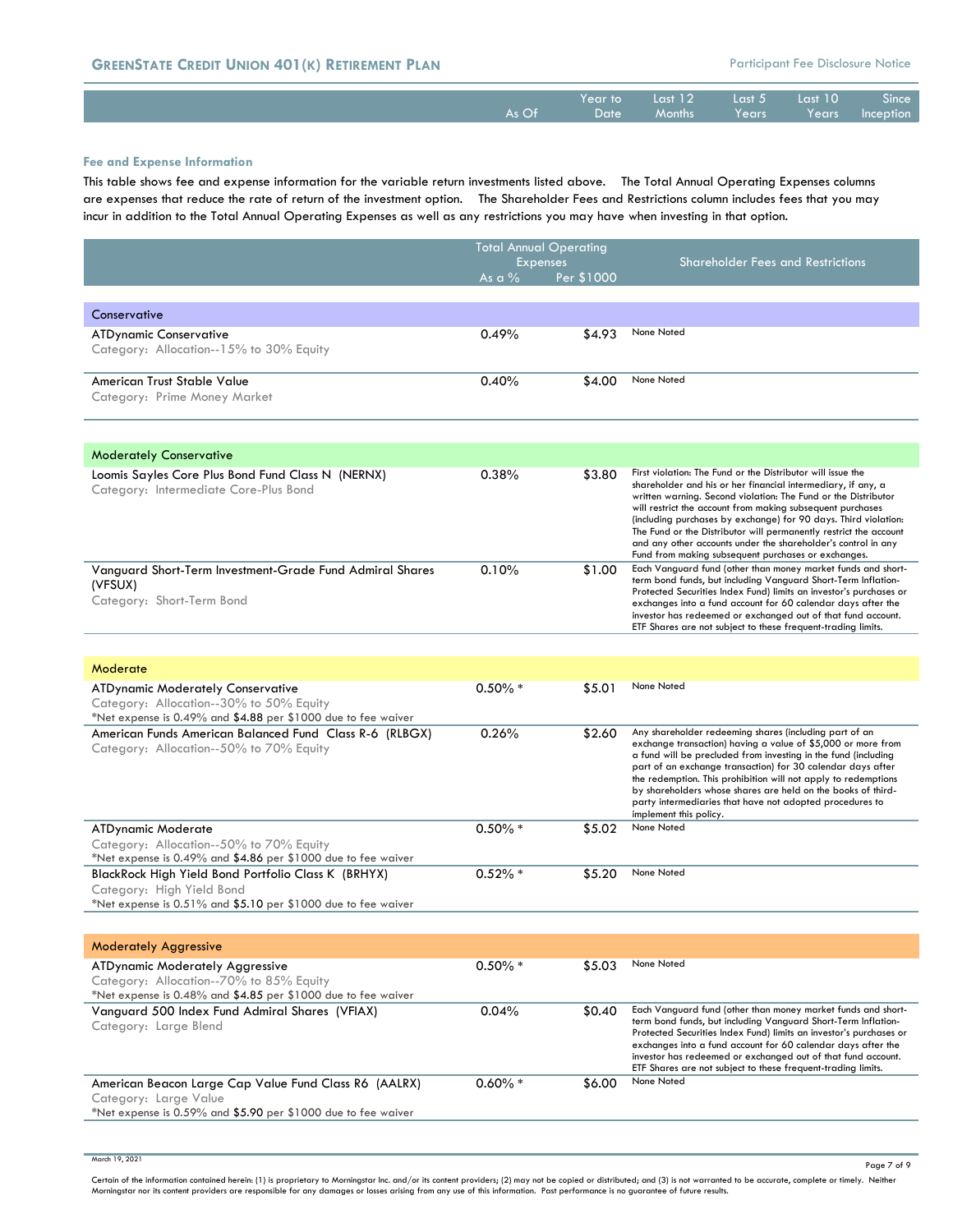| | As Of | Year to Date | Last 12 Months | Last 5 Years | Last 10 Years | Since Inception |
|---|---|---|---|---|---|---|

### Fee and Expense Information

This table shows fee and expense information for the variable return investments listed above. The Total Annual Operating Expenses columns are expenses that reduce the rate of return of the investment option. The Shareholder Fees and Restrictions column includes fees that you may incur in addition to the Total Annual Operating Expenses as well as any restrictions you may have when investing in that option.

| | Total Annual Operating Expenses | | Shareholder Fees and Restrictions |
|---|---|---|---|
| | As a % | Per $1000 | |
| **Conservative** | | | |
| ATDynamic Conservative<br>Category: Allocation--15% to 30% Equity | 0.49% | $4.93 | None Noted |
| American Trust Stable Value<br>Category: Prime Money Market | 0.40% | $4.00 | None Noted |
| **Moderately Conservative** | | | |
| Loomis Sayles Core Plus Bond Fund Class N (NERNX)<br>Category: Intermediate Core-Plus Bond | 0.38% | $3.80 | First violation: The Fund or the Distributor will issue the shareholder and his or her financial intermediary, if any, a written warning. Second violation: The Fund or the Distributor will restrict the account from making subsequent purchases (including purchases by exchange) for 90 days. Third violation: The Fund or the Distributor will permanently restrict the account and any other accounts under the shareholder's control in any Fund from making subsequent purchases or exchanges. |
| Vanguard Short-Term Investment-Grade Fund Admiral Shares (VFSUX)<br>Category: Short-Term Bond | 0.10% | $1.00 | Each Vanguard fund (other than money market funds and short-term bond funds, but including Vanguard Short-Term Inflation-Protected Securities Index Fund) limits an investor's purchases or exchanges into a fund account for 60 calendar days after the investor has redeemed or exchanged out of that fund account. ETF Shares are not subject to these frequent-trading limits. |
| **Moderate** | | | |
| ATDynamic Moderately Conservative<br>Category: Allocation--30% to 50% Equity<br>*Net expense is 0.49% and $4.88 per $1000 due to fee waiver | 0.50% * | $5.01 | None Noted |
| American Funds American Balanced Fund Class R-6 (RLBGX)<br>Category: Allocation--50% to 70% Equity | 0.26% | $2.60 | Any shareholder redeeming shares (including part of an exchange transaction) having a value of $5,000 or more from a fund will be precluded from investing in the fund (including part of an exchange transaction) for 30 calendar days after the redemption. This prohibition will not apply to redemptions by shareholders whose shares are held on the books of third-party intermediaries that have not adopted procedures to implement this policy. |
| ATDynamic Moderate<br>Category: Allocation--50% to 70% Equity<br>*Net expense is 0.49% and $4.86 per $1000 due to fee waiver | 0.50% * | $5.02 | None Noted |
| BlackRock High Yield Bond Portfolio Class K (BRHYX)<br>Category: High Yield Bond<br>*Net expense is 0.51% and $5.10 per $1000 due to fee waiver | 0.52% * | $5.20 | None Noted |
| **Moderately Aggressive** | | | |
| ATDynamic Moderately Aggressive<br>Category: Allocation--70% to 85% Equity<br>*Net expense is 0.48% and $4.85 per $1000 due to fee waiver | 0.50% * | $5.03 | None Noted |
| Vanguard 500 Index Fund Admiral Shares (VFIAX)<br>Category: Large Blend | 0.04% | $0.40 | Each Vanguard fund (other than money market funds and short-term bond funds, but including Vanguard Short-Term Inflation-Protected Securities Index Fund) limits an investor's purchases or exchanges into a fund account for 60 calendar days after the investor has redeemed or exchanged out of that fund account. ETF Shares are not subject to these frequent-trading limits. |
| American Beacon Large Cap Value Fund Class R6 (AALRX)<br>Category: Large Value<br>*Net expense is 0.59% and $5.90 per $1000 due to fee waiver | 0.60% * | $6.00 | None Noted |

March 19, 2021

Certain of the information contained herein: (1) is proprietary to Morningstar Inc. and/or its content providers; (2) may not be copied or distributed; and (3) is not warranted to be accurate, complete or timely. Neither Morningstar nor its content providers are responsible for any damages or losses arising from any use of this information. Past performance is no guarantee of future results.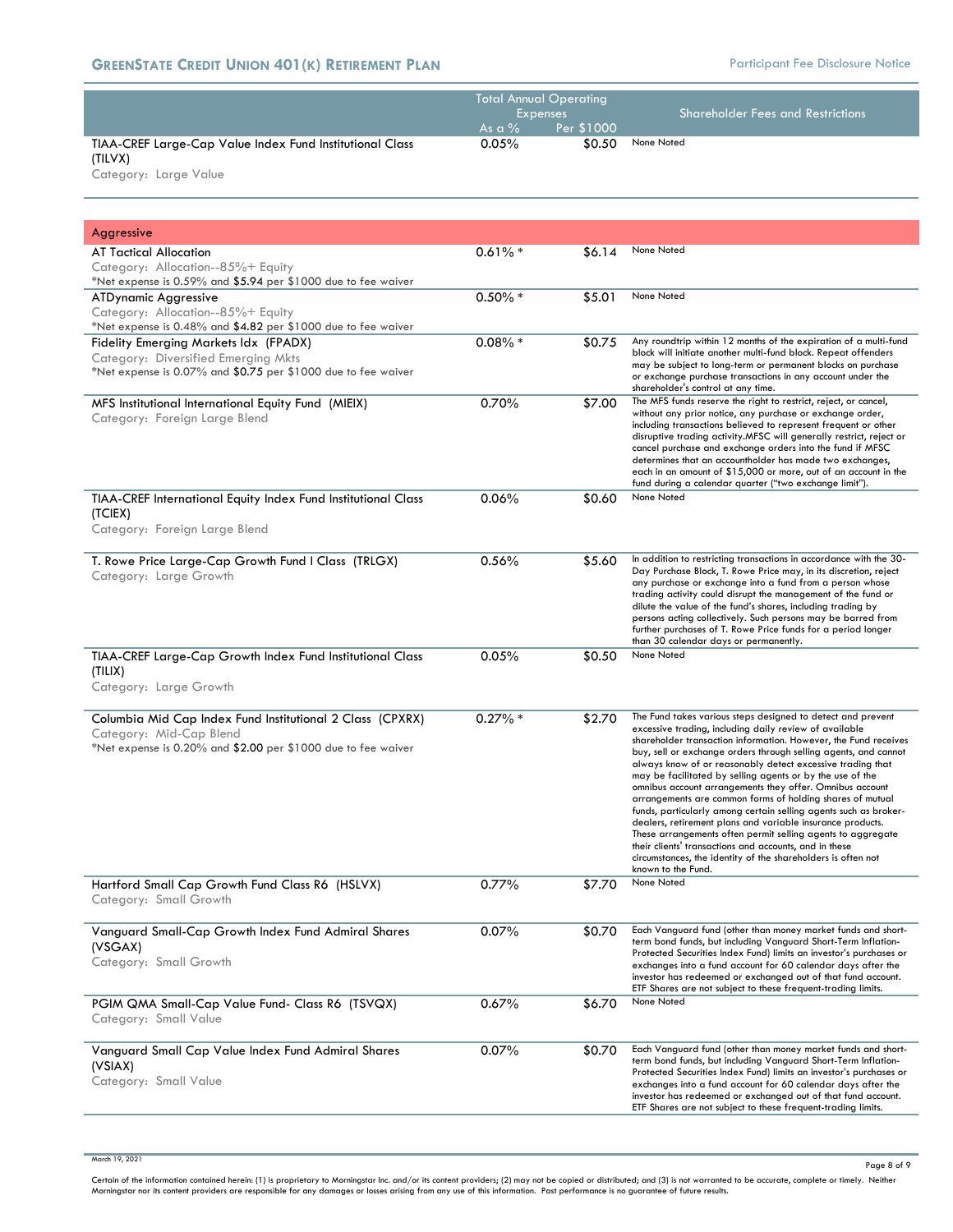| | Total Annual Operating Expenses | | Shareholder Fees and Restrictions |
|---|---|---|---|
| | As a % | Per $1000 | |
| TIAA-CREF Large-Cap Value Index Fund Institutional Class (TILVX)<br>Category: Large Value | 0.05% | $0.50 | None Noted |
| **Aggressive** | | | |
| AT Tactical Allocation<br>Category: Allocation--85%+ Equity<br>*Net expense is 0.59% and $5.94 per $1000 due to fee waiver | 0.61% * | $6.14 | None Noted |
| ATDynamic Aggressive<br>Category: Allocation--85%+ Equity<br>*Net expense is 0.48% and $4.82 per $1000 due to fee waiver | 0.50% * | $5.01 | None Noted |
| Fidelity Emerging Markets Idx (FPADX)<br>Category: Diversified Emerging Mkts<br>*Net expense is 0.07% and $0.75 per $1000 due to fee waiver | 0.08% * | $0.75 | Any roundtrip within 12 months of the expiration of a multi-fund block will initiate another multi-fund block. Repeat offenders may be subject to long-term or permanent blocks on purchase or exchange purchase transactions in any account under the shareholder's control at any time. |
| MFS Institutional International Equity Fund (MIEIX)<br>Category: Foreign Large Blend | 0.70% | $7.00 | The MFS funds reserve the right to restrict, reject, or cancel, without any prior notice, any purchase or exchange order, including transactions believed to represent frequent or other disruptive trading activity.MFSC will generally restrict, reject or cancel purchase and exchange orders into the fund if MFSC determines that an accountholder has made two exchanges, each in an amount of $15,000 or more, out of an account in the fund during a calendar quarter ("two exchange limit"). |
| TIAA-CREF International Equity Index Fund Institutional Class (TCIEX)<br>Category: Foreign Large Blend | 0.06% | $0.60 | None Noted |
| T. Rowe Price Large-Cap Growth Fund I Class (TRLGX)<br>Category: Large Growth | 0.56% | $5.60 | In addition to restricting transactions in accordance with the 30-Day Purchase Block, T. Rowe Price may, in its discretion, reject any purchase or exchange into a fund from a person whose trading activity could disrupt the management of the fund or dilute the value of the fund's shares, including trading by persons acting collectively. Such persons may be barred from further purchases of T. Rowe Price funds for a period longer than 30 calendar days or permanently. |
| TIAA-CREF Large-Cap Growth Index Fund Institutional Class (TILIX)<br>Category: Large Growth | 0.05% | $0.50 | None Noted |
| Columbia Mid Cap Index Fund Institutional 2 Class (CPXRX)<br>Category: Mid-Cap Blend<br>*Net expense is 0.20% and $2.00 per $1000 due to fee waiver | 0.27% * | $2.70 | The Fund takes various steps designed to detect and prevent excessive trading, including daily review of available shareholder transaction information. However, the Fund receives buy, sell or exchange orders through selling agents, and cannot always know of or reasonably detect excessive trading that may be facilitated by selling agents or by the use of the omnibus account arrangements they offer. Omnibus account arrangements are common forms of holding shares of mutual funds, particularly among certain selling agents such as broker-dealers, retirement plans and variable insurance products. These arrangements often permit selling agents to aggregate their clients' transactions and accounts, and in these circumstances, the identity of the shareholders is often not known to the Fund. |
| Hartford Small Cap Growth Fund Class R6 (HSLVX)<br>Category: Small Growth | 0.77% | $7.70 | None Noted |
| Vanguard Small-Cap Growth Index Fund Admiral Shares (VSGAX)<br>Category: Small Growth | 0.07% | $0.70 | Each Vanguard fund (other than money market funds and short-term bond funds, but including Vanguard Short-Term Inflation-Protected Securities Index Fund) limits an investor's purchases or exchanges into a fund account for 60 calendar days after the investor has redeemed or exchanged out of that fund account. ETF Shares are not subject to these frequent-trading limits. |
| PGIM QMA Small-Cap Value Fund- Class R6 (TSVQX)<br>Category: Small Value | 0.67% | $6.70 | None Noted |
| Vanguard Small Cap Value Index Fund Admiral Shares (VSIAX)<br>Category: Small Value | 0.07% | $0.70 | Each Vanguard fund (other than money market funds and short-term bond funds, but including Vanguard Short-Term Inflation-Protected Securities Index Fund) limits an investor's purchases or exchanges into a fund account for 60 calendar days after the investor has redeemed or exchanged out of that fund account. ETF Shares are not subject to these frequent-trading limits. |

March 19, 2021

Certain of the information contained herein: (1) is proprietary to Morningstar Inc. and/or its content providers; (2) may not be copied or distributed; and (3) is not warranted to be accurate, complete or timely. Neither Morningstar nor its content providers are responsible for any damages or losses arising from any use of this information. Past performance is no guarantee of future results.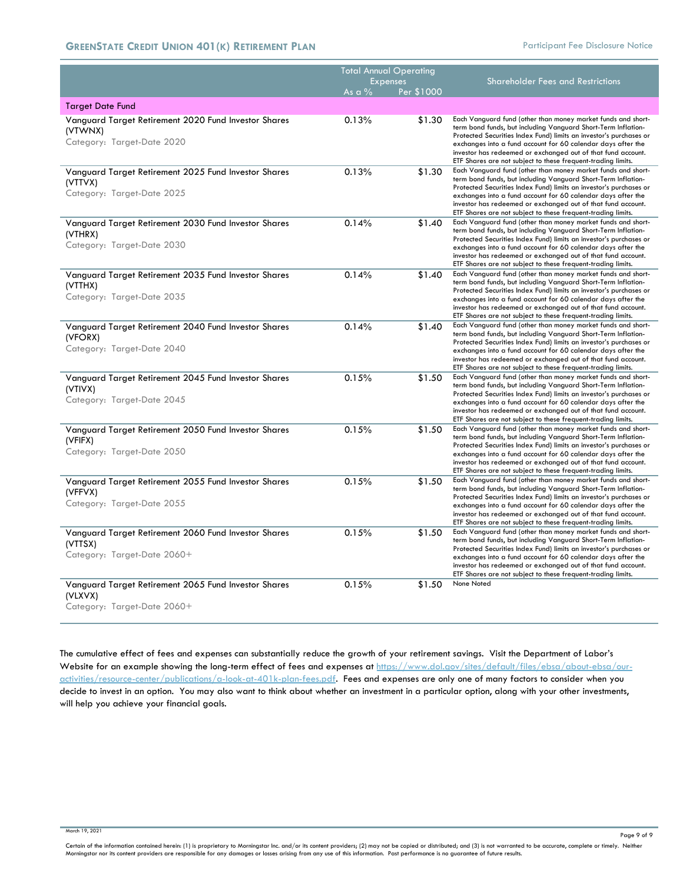| | Total Annual Operating Expenses | | Shareholder Fees and Restrictions |
|---|---|---|---|
| | As a % | Per $1000 | |
| **Target Date Fund** | | | |
| Vanguard Target Retirement 2020 Fund Investor Shares (VTWNX)<br>Category: Target-Date 2020 | 0.13% | $1.30 | Each Vanguard fund (other than money market funds and short-term bond funds, but including Vanguard Short-Term Inflation-Protected Securities Index Fund) limits an investor's purchases or exchanges into a fund account for 60 calendar days after the investor has redeemed or exchanged out of that fund account. ETF Shares are not subject to these frequent-trading limits. |
| Vanguard Target Retirement 2025 Fund Investor Shares (VTTVX)<br>Category: Target-Date 2025 | 0.13% | $1.30 | Each Vanguard fund (other than money market funds and short-term bond funds, but including Vanguard Short-Term Inflation-Protected Securities Index Fund) limits an investor's purchases or exchanges into a fund account for 60 calendar days after the investor has redeemed or exchanged out of that fund account. ETF Shares are not subject to these frequent-trading limits. |
| Vanguard Target Retirement 2030 Fund Investor Shares (VTHRX)<br>Category: Target-Date 2030 | 0.14% | $1.40 | Each Vanguard fund (other than money market funds and short-term bond funds, but including Vanguard Short-Term Inflation-Protected Securities Index Fund) limits an investor's purchases or exchanges into a fund account for 60 calendar days after the investor has redeemed or exchanged out of that fund account. ETF Shares are not subject to these frequent-trading limits. |
| Vanguard Target Retirement 2035 Fund Investor Shares (VTTHX)<br>Category: Target-Date 2035 | 0.14% | $1.40 | Each Vanguard fund (other than money market funds and short-term bond funds, but including Vanguard Short-Term Inflation-Protected Securities Index Fund) limits an investor's purchases or exchanges into a fund account for 60 calendar days after the investor has redeemed or exchanged out of that fund account. ETF Shares are not subject to these frequent-trading limits. |
| Vanguard Target Retirement 2040 Fund Investor Shares (VFORX)<br>Category: Target-Date 2040 | 0.14% | $1.40 | Each Vanguard fund (other than money market funds and short-term bond funds, but including Vanguard Short-Term Inflation-Protected Securities Index Fund) limits an investor's purchases or exchanges into a fund account for 60 calendar days after the investor has redeemed or exchanged out of that fund account. ETF Shares are not subject to these frequent-trading limits. |
| Vanguard Target Retirement 2045 Fund Investor Shares (VTIVX)<br>Category: Target-Date 2045 | 0.15% | $1.50 | Each Vanguard fund (other than money market funds and short-term bond funds, but including Vanguard Short-Term Inflation-Protected Securities Index Fund) limits an investor's purchases or exchanges into a fund account for 60 calendar days after the investor has redeemed or exchanged out of that fund account. ETF Shares are not subject to these frequent-trading limits. |
| Vanguard Target Retirement 2050 Fund Investor Shares (VFIFX)<br>Category: Target-Date 2050 | 0.15% | $1.50 | Each Vanguard fund (other than money market funds and short-term bond funds, but including Vanguard Short-Term Inflation-Protected Securities Index Fund) limits an investor's purchases or exchanges into a fund account for 60 calendar days after the investor has redeemed or exchanged out of that fund account. ETF Shares are not subject to these frequent-trading limits. |
| Vanguard Target Retirement 2055 Fund Investor Shares (VFFVX)<br>Category: Target-Date 2055 | 0.15% | $1.50 | Each Vanguard fund (other than money market funds and short-term bond funds, but including Vanguard Short-Term Inflation-Protected Securities Index Fund) limits an investor's purchases or exchanges into a fund account for 60 calendar days after the investor has redeemed or exchanged out of that fund account. ETF Shares are not subject to these frequent-trading limits. |
| Vanguard Target Retirement 2060 Fund Investor Shares (VTTSX)<br>Category: Target-Date 2060+ | 0.15% | $1.50 | Each Vanguard fund (other than money market funds and short-term bond funds, but including Vanguard Short-Term Inflation-Protected Securities Index Fund) limits an investor's purchases or exchanges into a fund account for 60 calendar days after the investor has redeemed or exchanged out of that fund account. ETF Shares are not subject to these frequent-trading limits. |
| Vanguard Target Retirement 2065 Fund Investor Shares (VLXVX)<br>Category: Target-Date 2060+ | 0.15% | $1.50 | None Noted |

The cumulative effect of fees and expenses can substantially reduce the growth of your retirement savings. Visit the Department of Labor's Website for an example showing the long-term effect of fees and expenses at https://www.dol.gov/sites/default/files/ebsa/about-ebsa/our-activities/resource-center/publications/a-look-at-401k-plan-fees.pdf. Fees and expenses are only one of many factors to consider when you decide to invest in an option. You may also want to think about whether an investment in a particular option, along with your other investments, will help you achieve your financial goals.

March 19, 2021

Certain of the information contained herein: (1) is proprietary to Morningstar Inc. and/or its content providers; (2) may not be copied or distributed; and (3) is not warranted to be accurate, complete or timely. Neither Morningstar nor its content providers are responsible for any damages or losses arising from any use of this information. Past performance is no guarantee of future results.